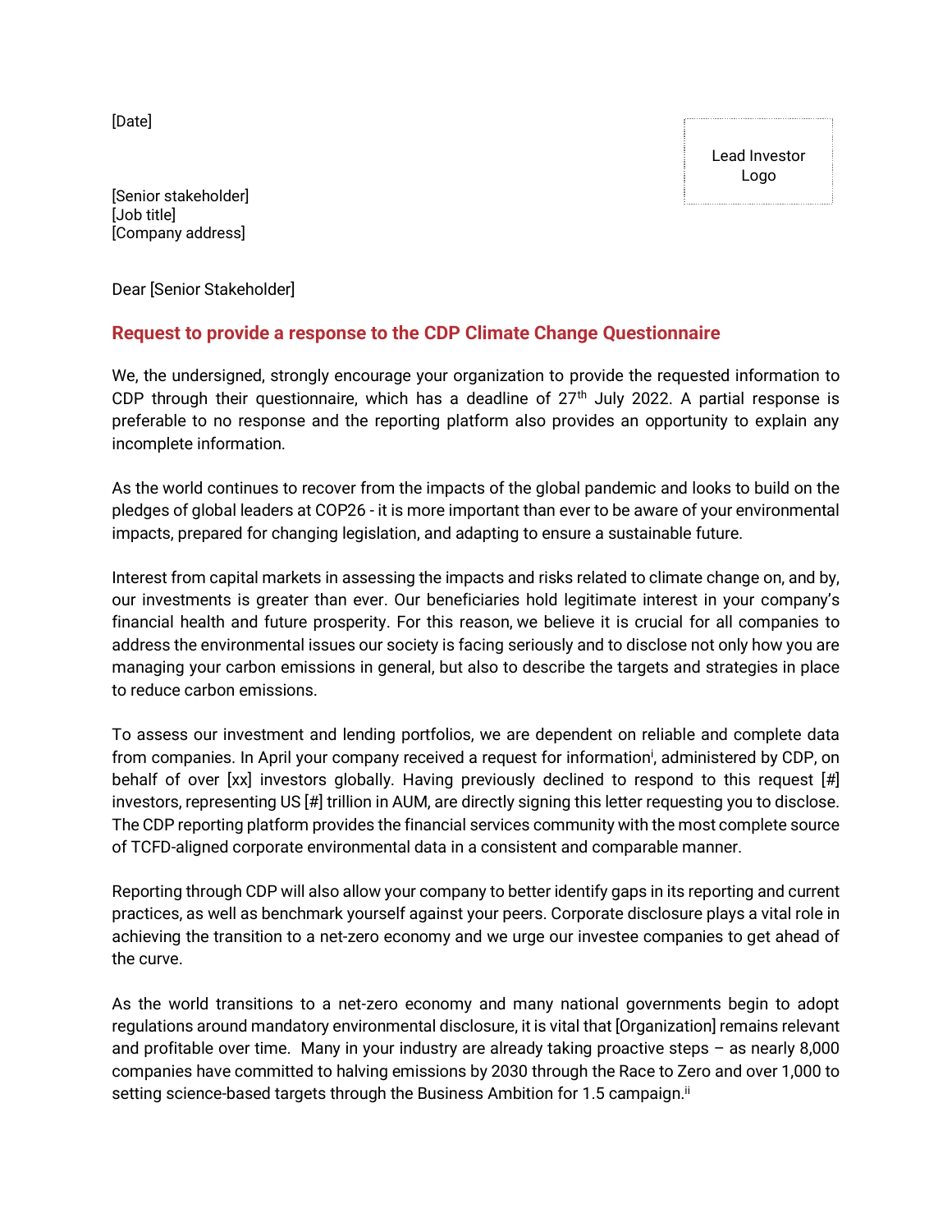[Date]

Lead Investor Logo

[Senior stakeholder]
[Job title]
[Company address]

Dear [Senior Stakeholder]

## Request to provide a response to the CDP Climate Change Questionnaire

We, the undersigned, strongly encourage your organization to provide the requested information to CDP through their questionnaire, which has a deadline of 27th July 2022. A partial response is preferable to no response and the reporting platform also provides an opportunity to explain any incomplete information.

As the world continues to recover from the impacts of the global pandemic and looks to build on the pledges of global leaders at COP26 - it is more important than ever to be aware of your environmental impacts, prepared for changing legislation, and adapting to ensure a sustainable future.

Interest from capital markets in assessing the impacts and risks related to climate change on, and by, our investments is greater than ever. Our beneficiaries hold legitimate interest in your company's financial health and future prosperity. For this reason, we believe it is crucial for all companies to address the environmental issues our society is facing seriously and to disclose not only how you are managing your carbon emissions in general, but also to describe the targets and strategies in place to reduce carbon emissions.

To assess our investment and lending portfolios, we are dependent on reliable and complete data from companies. In April your company received a request for information[i], administered by CDP, on behalf of over [xx] investors globally. Having previously declined to respond to this request [#] investors, representing US [#] trillion in AUM, are directly signing this letter requesting you to disclose. The CDP reporting platform provides the financial services community with the most complete source of TCFD-aligned corporate environmental data in a consistent and comparable manner.

Reporting through CDP will also allow your company to better identify gaps in its reporting and current practices, as well as benchmark yourself against your peers. Corporate disclosure plays a vital role in achieving the transition to a net-zero economy and we urge our investee companies to get ahead of the curve.

As the world transitions to a net-zero economy and many national governments begin to adopt regulations around mandatory environmental disclosure, it is vital that [Organization] remains relevant and profitable over time. Many in your industry are already taking proactive steps – as nearly 8,000 companies have committed to halving emissions by 2030 through the Race to Zero and over 1,000 to setting science-based targets through the Business Ambition for 1.5 campaign.[ii]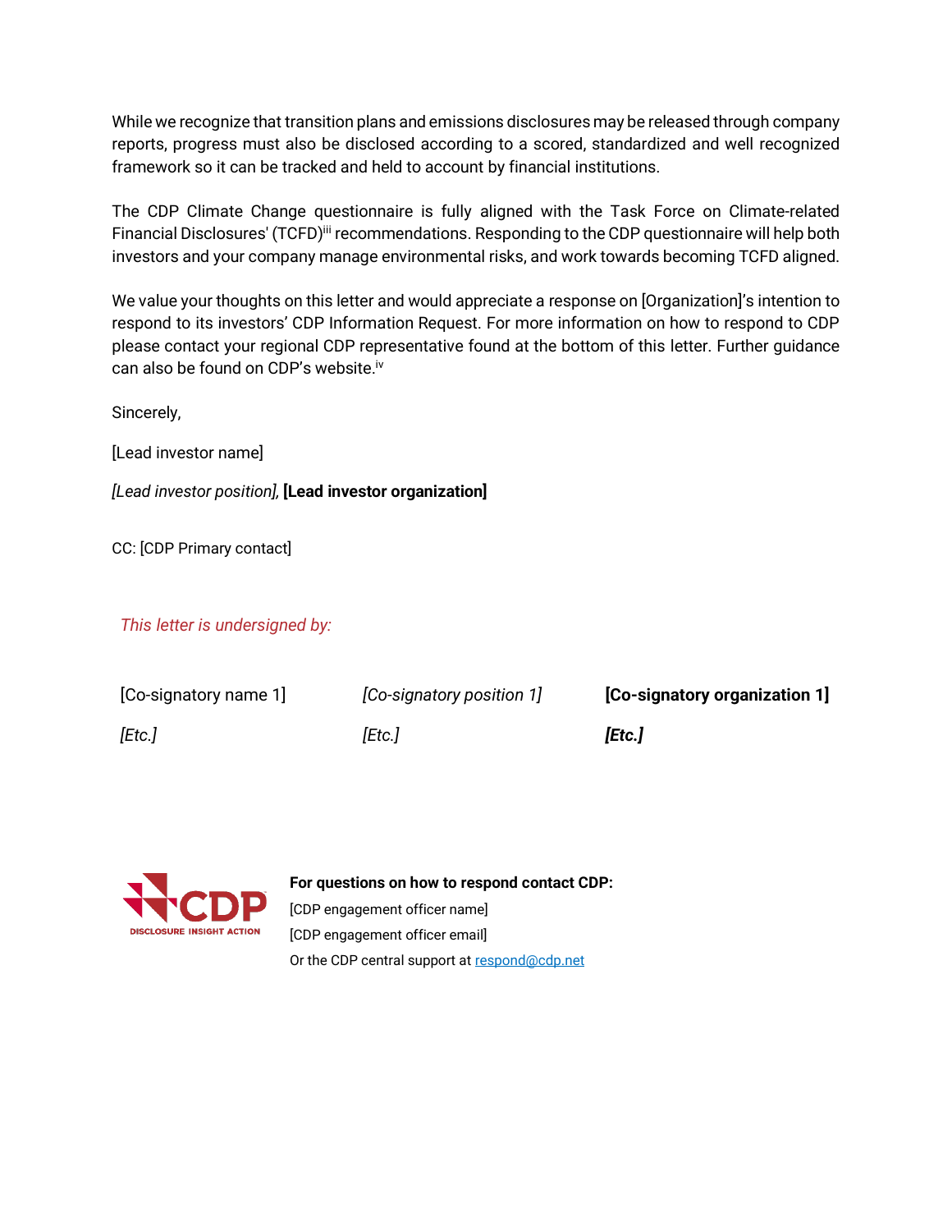While we recognize that transition plans and emissions disclosures may be released through company reports, progress must also be disclosed according to a scored, standardized and well recognized framework so it can be tracked and held to account by financial institutions.

The CDP Climate Change questionnaire is fully aligned with the Task Force on Climate-related Financial Disclosures' (TCFD)[iii] recommendations. Responding to the CDP questionnaire will help both investors and your company manage environmental risks, and work towards becoming TCFD aligned.

We value your thoughts on this letter and would appreciate a response on [Organization]'s intention to respond to its investors' CDP Information Request. For more information on how to respond to CDP please contact your regional CDP representative found at the bottom of this letter. Further guidance can also be found on CDP's website.[iv]

Sincerely,

[Lead investor name]

*[Lead investor position],* **[Lead investor organization]**

CC: [CDP Primary contact]

*This letter is undersigned by:*

| | | |
|---|---|---|
| [Co-signatory name 1] | *[Co-signatory position 1]* | **[Co-signatory organization 1]** |
| *[Etc.]* | *[Etc.]* | ***[Etc.]*** |

CDP DISCLOSURE INSIGHT ACTION

**For questions on how to respond contact CDP:**

[CDP engagement officer name]

[CDP engagement officer email]

Or the CDP central support at respond@cdp.net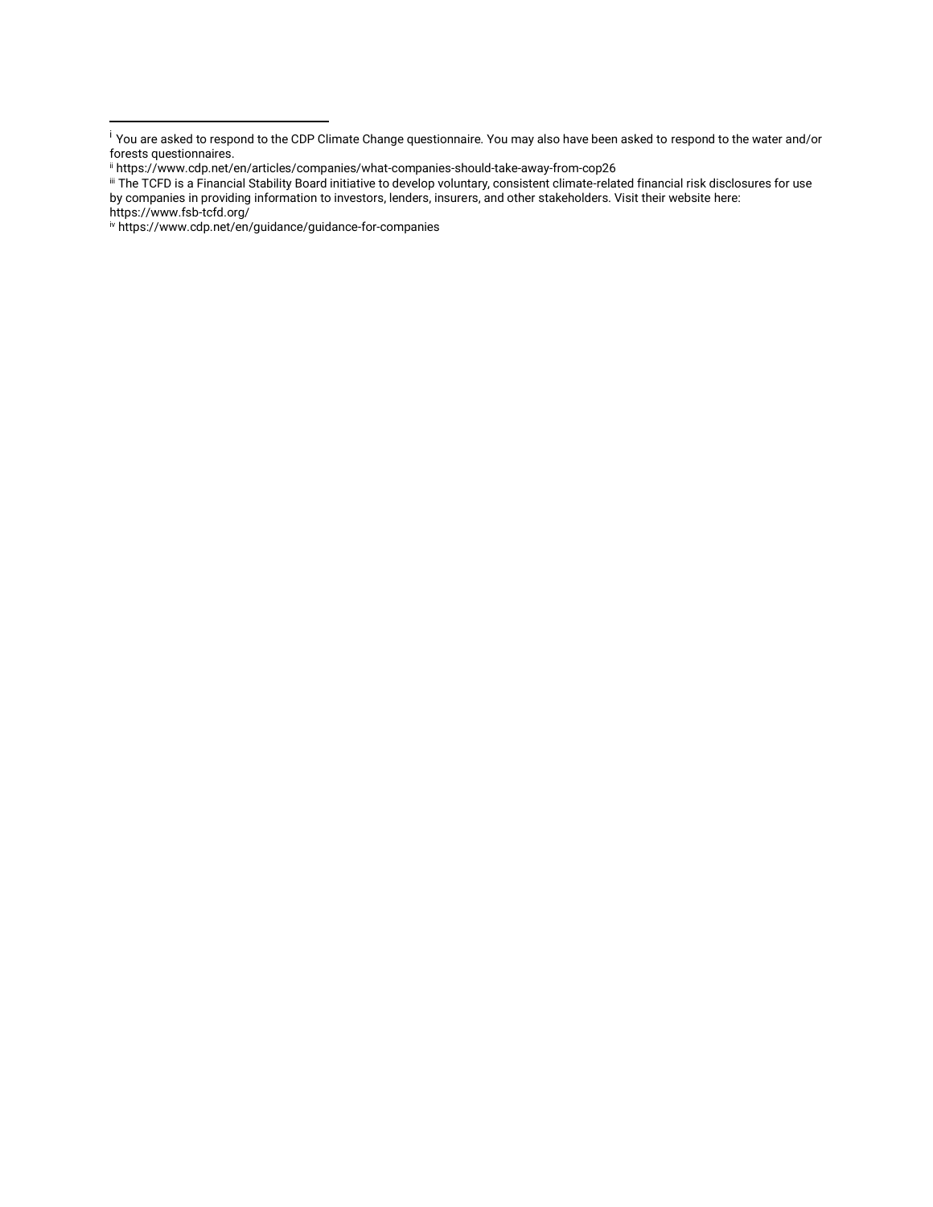---

[i] You are asked to respond to the CDP Climate Change questionnaire. You may also have been asked to respond to the water and/or forests questionnaires.

[ii] https://www.cdp.net/en/articles/companies/what-companies-should-take-away-from-cop26

[iii] The TCFD is a Financial Stability Board initiative to develop voluntary, consistent climate-related financial risk disclosures for use by companies in providing information to investors, lenders, insurers, and other stakeholders. Visit their website here: https://www.fsb-tcfd.org/

[iv] https://www.cdp.net/en/guidance/guidance-for-companies